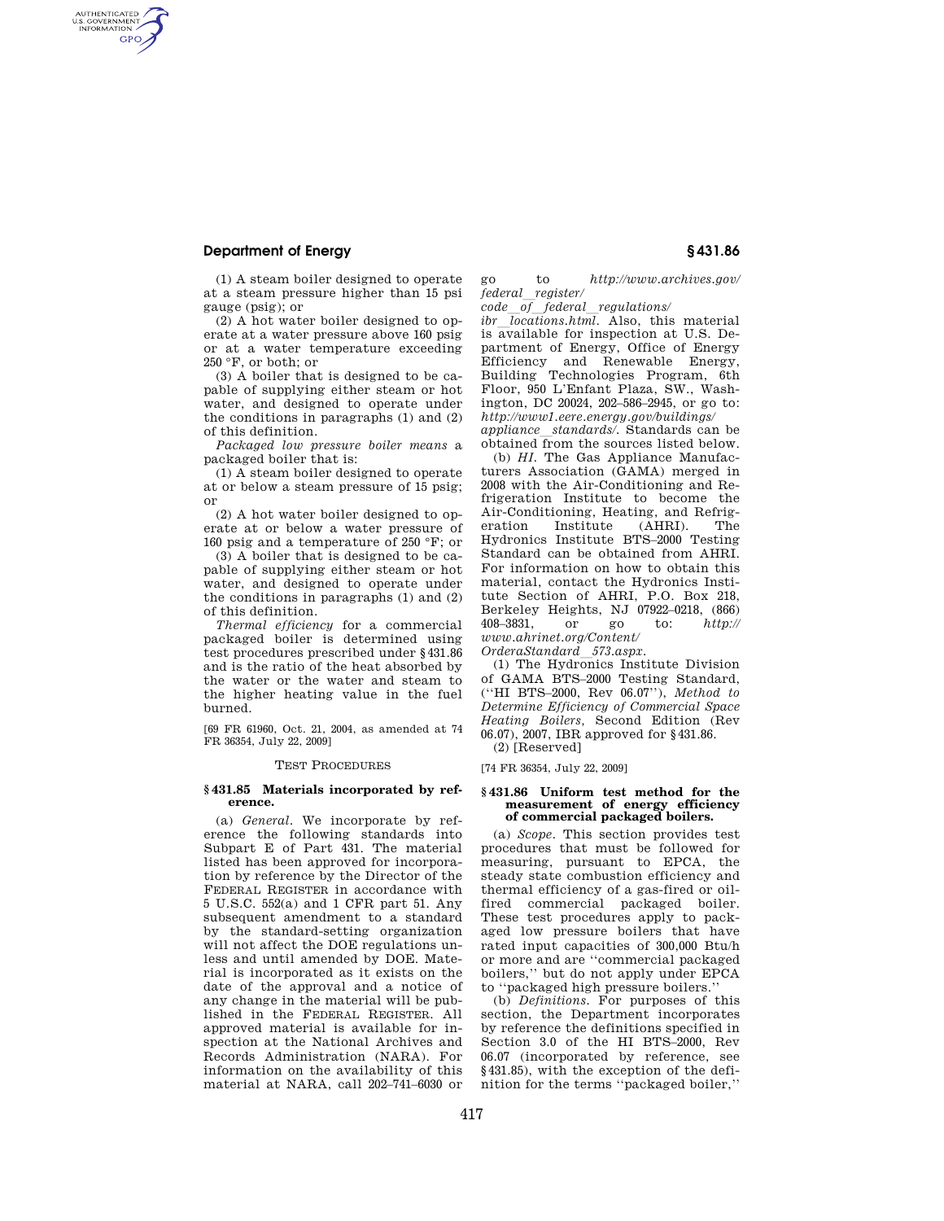(1) A steam boiler designed to operate at a steam pressure higher than 15 psi gauge (psig); or

(2) A hot water boiler designed to operate at a water pressure above 160 psig or at a water temperature exceeding 250 °F, or both; or

(3) A boiler that is designed to be capable of supplying either steam or hot water, and designed to operate under the conditions in paragraphs (1) and (2) of this definition.

*Packaged low pressure boiler means* a packaged boiler that is:

(1) A steam boiler designed to operate at or below a steam pressure of 15 psig; or

(2) A hot water boiler designed to operate at or below a water pressure of 160 psig and a temperature of 250 °F; or

(3) A boiler that is designed to be capable of supplying either steam or hot water, and designed to operate under the conditions in paragraphs (1) and (2) of this definition.

*Thermal efficiency* for a commercial packaged boiler is determined using test procedures prescribed under §431.86 and is the ratio of the heat absorbed by the water or the water and steam to the higher heating value in the fuel burned.

[69 FR 61960, Oct. 21, 2004, as amended at 74 FR 36354, July 22, 2009]

TEST PROCEDURES

### §431.85 Materials incorporated by reference.

(a) *General.* We incorporate by reference the following standards into Subpart E of Part 431. The material listed has been approved for incorporation by reference by the Director of the FEDERAL REGISTER in accordance with 5 U.S.C. 552(a) and 1 CFR part 51. Any subsequent amendment to a standard by the standard-setting organization will not affect the DOE regulations unless and until amended by DOE. Material is incorporated as it exists on the date of the approval and a notice of any change in the material will be published in the FEDERAL REGISTER. All approved material is available for inspection at the National Archives and Records Administration (NARA). For information on the availability of this material at NARA, call 202–741–6030 or go to *http://www.archives.gov/federal_register/code_of_federal_regulations/ibr_locations.html.* Also, this material is available for inspection at U.S. Department of Energy, Office of Energy Efficiency and Renewable Energy, Building Technologies Program, 6th Floor, 950 L'Enfant Plaza, SW., Washington, DC 20024, 202–586–2945, or go to: *http://www1.eere.energy.gov/buildings/appliance_standards/.* Standards can be obtained from the sources listed below.

(b) *HI.* The Gas Appliance Manufacturers Association (GAMA) merged in 2008 with the Air-Conditioning and Refrigeration Institute to become the Air-Conditioning, Heating, and Refrigeration Institute (AHRI). The Hydronics Institute BTS–2000 Testing Standard can be obtained from AHRI. For information on how to obtain this material, contact the Hydronics Institute Section of AHRI, P.O. Box 218, Berkeley Heights, NJ 07922–0218, (866) 408–3831, or go to: *http://www.ahrinet.org/Content/OrderaStandard_573.aspx.*

(1) The Hydronics Institute Division of GAMA BTS–2000 Testing Standard, (''HI BTS–2000, Rev 06.07''), *Method to Determine Efficiency of Commercial Space Heating Boilers,* Second Edition (Rev 06.07), 2007, IBR approved for §431.86.

(2) [Reserved]

[74 FR 36354, July 22, 2009]

### §431.86 Uniform test method for the measurement of energy efficiency of commercial packaged boilers.

(a) *Scope.* This section provides test procedures that must be followed for measuring, pursuant to EPCA, the steady state combustion efficiency and thermal efficiency of a gas-fired or oil-fired commercial packaged boiler. These test procedures apply to packaged low pressure boilers that have rated input capacities of 300,000 Btu/h or more and are ''commercial packaged boilers,'' but do not apply under EPCA to ''packaged high pressure boilers.''

(b) *Definitions.* For purposes of this section, the Department incorporates by reference the definitions specified in Section 3.0 of the HI BTS–2000, Rev 06.07 (incorporated by reference, see §431.85), with the exception of the definition for the terms ''packaged boiler,''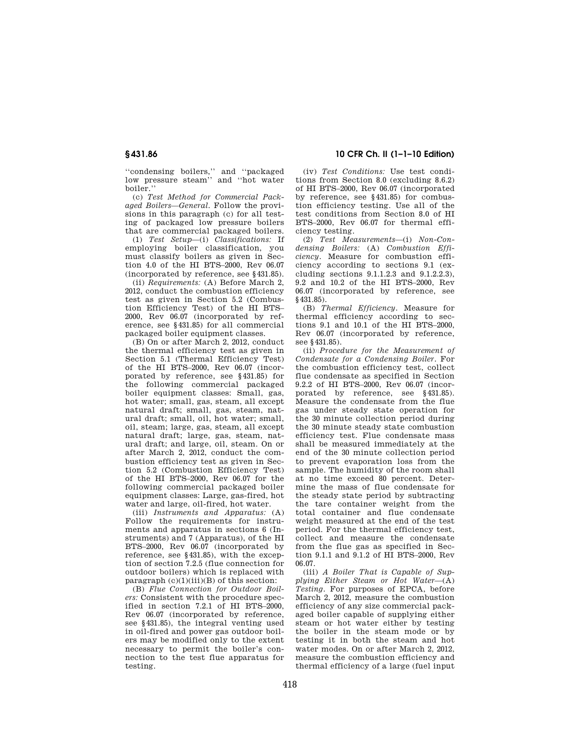''condensing boilers,'' and ''packaged low pressure steam'' and ''hot water boiler.''

(c) *Test Method for Commercial Packaged Boilers—General.* Follow the provisions in this paragraph (c) for all testing of packaged low pressure boilers that are commercial packaged boilers.

(1) *Test Setup*—(i) *Classifications:* If employing boiler classification, you must classify boilers as given in Section 4.0 of the HI BTS–2000, Rev 06.07 (incorporated by reference, see §431.85).

(ii) *Requirements:* (A) Before March 2, 2012, conduct the combustion efficiency test as given in Section 5.2 (Combustion Efficiency Test) of the HI BTS–2000, Rev 06.07 (incorporated by reference, see §431.85) for all commercial packaged boiler equipment classes.

(B) On or after March 2, 2012, conduct the thermal efficiency test as given in Section 5.1 (Thermal Efficiency Test) of the HI BTS–2000, Rev 06.07 (incorporated by reference, see §431.85) for the following commercial packaged boiler equipment classes: Small, gas, hot water; small, gas, steam, all except natural draft; small, gas, steam, natural draft; small, oil, hot water; small, oil, steam; large, gas, steam, all except natural draft; large, gas, steam, natural draft; and large, oil, steam. On or after March 2, 2012, conduct the combustion efficiency test as given in Section 5.2 (Combustion Efficiency Test) of the HI BTS–2000, Rev 06.07 for the following commercial packaged boiler equipment classes: Large, gas-fired, hot water and large, oil-fired, hot water.

(iii) *Instruments and Apparatus:* (A) Follow the requirements for instruments and apparatus in sections 6 (Instruments) and 7 (Apparatus), of the HI BTS–2000, Rev 06.07 (incorporated by reference, see §431.85), with the exception of section 7.2.5 (flue connection for outdoor boilers) which is replaced with paragraph (c)(1)(iii)(B) of this section:

(B) *Flue Connection for Outdoor Boilers:* Consistent with the procedure specified in section 7.2.1 of HI BTS–2000, Rev 06.07 (incorporated by reference, see §431.85), the integral venting used in oil-fired and power gas outdoor boilers may be modified only to the extent necessary to permit the boiler's connection to the test flue apparatus for testing.

(iv) *Test Conditions:* Use test conditions from Section 8.0 (excluding 8.6.2) of HI BTS–2000, Rev 06.07 (incorporated by reference, see §431.85) for combustion efficiency testing. Use all of the test conditions from Section 8.0 of HI BTS–2000, Rev 06.07 for thermal efficiency testing.

(2) *Test Measurements*—(i) *Non-Condensing Boilers:* (A) *Combustion Efficiency.* Measure for combustion efficiency according to sections 9.1 (excluding sections 9.1.1.2.3 and 9.1.2.2.3), 9.2 and 10.2 of the HI BTS–2000, Rev 06.07 (incorporated by reference, see §431.85).

(B) *Thermal Efficiency.* Measure for thermal efficiency according to sections 9.1 and 10.1 of the HI BTS–2000, Rev 06.07 (incorporated by reference, see §431.85).

(ii) *Procedure for the Measurement of Condensate for a Condensing Boiler.* For the combustion efficiency test, collect flue condensate as specified in Section 9.2.2 of HI BTS–2000, Rev 06.07 (incorporated by reference, see §431.85). Measure the condensate from the flue gas under steady state operation for the 30 minute collection period during the 30 minute steady state combustion efficiency test. Flue condensate mass shall be measured immediately at the end of the 30 minute collection period to prevent evaporation loss from the sample. The humidity of the room shall at no time exceed 80 percent. Determine the mass of flue condensate for the steady state period by subtracting the tare container weight from the total container and flue condensate weight measured at the end of the test period. For the thermal efficiency test, collect and measure the condensate from the flue gas as specified in Section 9.1.1 and 9.1.2 of HI BTS–2000, Rev 06.07.

(iii) *A Boiler That is Capable of Supplying Either Steam or Hot Water*—(A) *Testing.* For purposes of EPCA, before March 2, 2012, measure the combustion efficiency of any size commercial packaged boiler capable of supplying either steam or hot water either by testing the boiler in the steam mode or by testing it in both the steam and hot water modes. On or after March 2, 2012, measure the combustion efficiency and thermal efficiency of a large (fuel input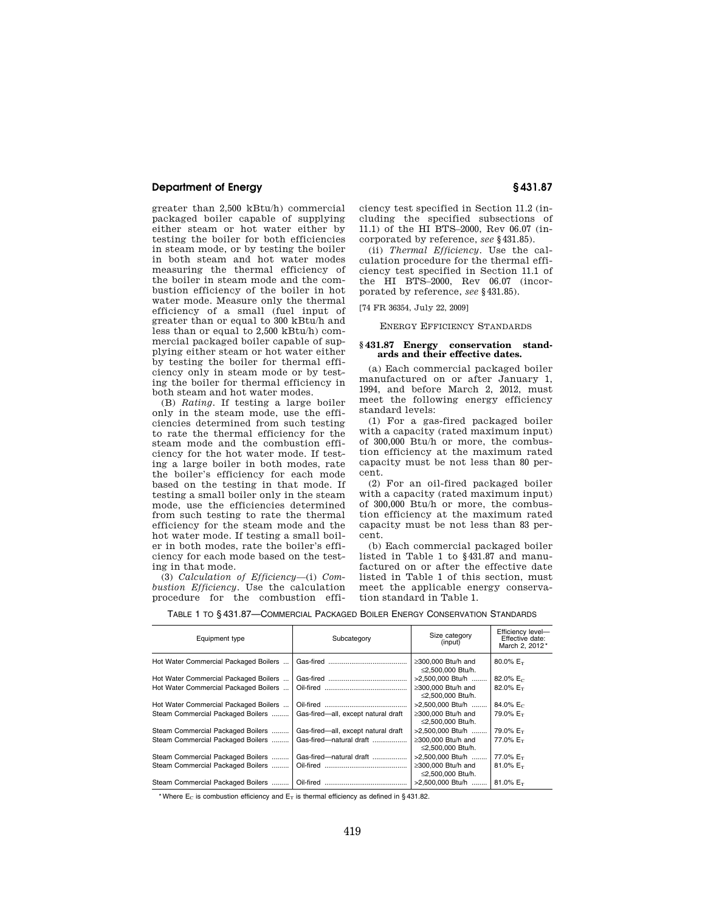greater than 2,500 kBtu/h) commercial packaged boiler capable of supplying either steam or hot water either by testing the boiler for both efficiencies in steam mode, or by testing the boiler in both steam and hot water modes measuring the thermal efficiency of the boiler in steam mode and the combustion efficiency of the boiler in hot water mode. Measure only the thermal efficiency of a small (fuel input of greater than or equal to 300 kBtu/h and less than or equal to 2,500 kBtu/h) commercial packaged boiler capable of supplying either steam or hot water either by testing the boiler for thermal efficiency only in steam mode or by testing the boiler for thermal efficiency in both steam and hot water modes.

(B) *Rating.* If testing a large boiler only in the steam mode, use the efficiencies determined from such testing to rate the thermal efficiency for the steam mode and the combustion efficiency for the hot water mode. If testing a large boiler in both modes, rate the boiler's efficiency for each mode based on the testing in that mode. If testing a small boiler only in the steam mode, use the efficiencies determined from such testing to rate the thermal efficiency for the steam mode and the hot water mode. If testing a small boiler in both modes, rate the boiler's efficiency for each mode based on the testing in that mode.

(3) *Calculation of Efficiency*—(i) *Combustion Efficiency.* Use the calculation procedure for the combustion efficiency test specified in Section 11.2 (including the specified subsections of 11.1) of the HI BTS–2000, Rev 06.07 (incorporated by reference, *see* §431.85).

(ii) *Thermal Efficiency.* Use the calculation procedure for the thermal efficiency test specified in Section 11.1 of the HI BTS–2000, Rev 06.07 (incorporated by reference, *see* §431.85).

[74 FR 36354, July 22, 2009]

ENERGY EFFICIENCY STANDARDS

### §431.87 Energy conservation standards and their effective dates.

(a) Each commercial packaged boiler manufactured on or after January 1, 1994, and before March 2, 2012, must meet the following energy efficiency standard levels:

(1) For a gas-fired packaged boiler with a capacity (rated maximum input) of 300,000 Btu/h or more, the combustion efficiency at the maximum rated capacity must be not less than 80 percent.

(2) For an oil-fired packaged boiler with a capacity (rated maximum input) of 300,000 Btu/h or more, the combustion efficiency at the maximum rated capacity must be not less than 83 percent.

(b) Each commercial packaged boiler listed in Table 1 to §431.87 and manufactured on or after the effective date listed in Table 1 of this section, must meet the applicable energy conservation standard in Table 1.

TABLE 1 TO §431.87—COMMERCIAL PACKAGED BOILER ENERGY CONSERVATION STANDARDS

| Equipment type | Subcategory | Size category (input) | Efficiency level—Effective date: March 2, 2012 * |
|---|---|---|---|
| Hot Water Commercial Packaged Boilers | Gas-fired | ≥300,000 Btu/h and ≤2,500,000 Btu/h. | 80.0% $E_T$ |
| Hot Water Commercial Packaged Boilers | Gas-fired | >2,500,000 Btu/h | 82.0% $E_C$ |
| Hot Water Commercial Packaged Boilers | Oil-fired | ≥300,000 Btu/h and ≤2,500,000 Btu/h. | 82.0% $E_T$ |
| Hot Water Commercial Packaged Boilers | Oil-fired | >2,500,000 Btu/h | 84.0% $E_C$ |
| Steam Commercial Packaged Boilers | Gas-fired—all, except natural draft | ≥300,000 Btu/h and ≤2,500,000 Btu/h. | 79.0% $E_T$ |
| Steam Commercial Packaged Boilers | Gas-fired—all, except natural draft | >2,500,000 Btu/h | 79.0% $E_T$ |
| Steam Commercial Packaged Boilers | Gas-fired—natural draft | ≥300,000 Btu/h and ≤2,500,000 Btu/h. | 77.0% $E_T$ |
| Steam Commercial Packaged Boilers | Gas-fired—natural draft | >2,500,000 Btu/h | 77.0% $E_T$ |
| Steam Commercial Packaged Boilers | Oil-fired | ≥300,000 Btu/h and ≤2,500,000 Btu/h. | 81.0% $E_T$ |
| Steam Commercial Packaged Boilers | Oil-fired | >2,500,000 Btu/h | 81.0% $E_T$ |

* Where $E_C$ is combustion efficiency and $E_T$ is thermal efficiency as defined in §431.82.